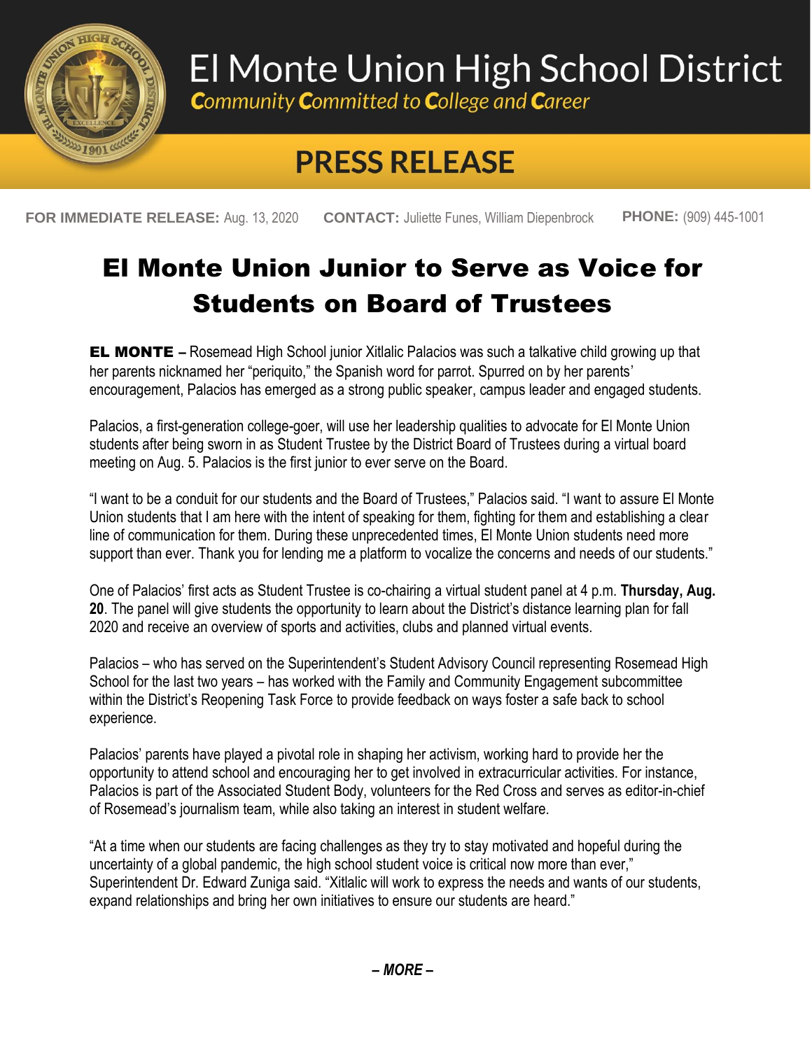# El Monte Union High School District

*Community Committed to College and Career*

## PRESS RELEASE

**FOR IMMEDIATE RELEASE:** Aug. 13, 2020 **CONTACT:** Juliette Funes, William Diepenbrock **PHONE:** (909) 445-1001

# El Monte Union Junior to Serve as Voice for Students on Board of Trustees

**EL MONTE –** Rosemead High School junior Xitlalic Palacios was such a talkative child growing up that her parents nicknamed her "periquito," the Spanish word for parrot. Spurred on by her parents' encouragement, Palacios has emerged as a strong public speaker, campus leader and engaged students.

Palacios, a first-generation college-goer, will use her leadership qualities to advocate for El Monte Union students after being sworn in as Student Trustee by the District Board of Trustees during a virtual board meeting on Aug. 5. Palacios is the first junior to ever serve on the Board.

"I want to be a conduit for our students and the Board of Trustees," Palacios said. "I want to assure El Monte Union students that I am here with the intent of speaking for them, fighting for them and establishing a clear line of communication for them. During these unprecedented times, El Monte Union students need more support than ever. Thank you for lending me a platform to vocalize the concerns and needs of our students."

One of Palacios' first acts as Student Trustee is co-chairing a virtual student panel at 4 p.m. **Thursday, Aug. 20**. The panel will give students the opportunity to learn about the District's distance learning plan for fall 2020 and receive an overview of sports and activities, clubs and planned virtual events.

Palacios – who has served on the Superintendent's Student Advisory Council representing Rosemead High School for the last two years – has worked with the Family and Community Engagement subcommittee within the District's Reopening Task Force to provide feedback on ways foster a safe back to school experience.

Palacios' parents have played a pivotal role in shaping her activism, working hard to provide her the opportunity to attend school and encouraging her to get involved in extracurricular activities. For instance, Palacios is part of the Associated Student Body, volunteers for the Red Cross and serves as editor-in-chief of Rosemead's journalism team, while also taking an interest in student welfare.

"At a time when our students are facing challenges as they try to stay motivated and hopeful during the uncertainty of a global pandemic, the high school student voice is critical now more than ever," Superintendent Dr. Edward Zuniga said. "Xitlalic will work to express the needs and wants of our students, expand relationships and bring her own initiatives to ensure our students are heard."

***– MORE –***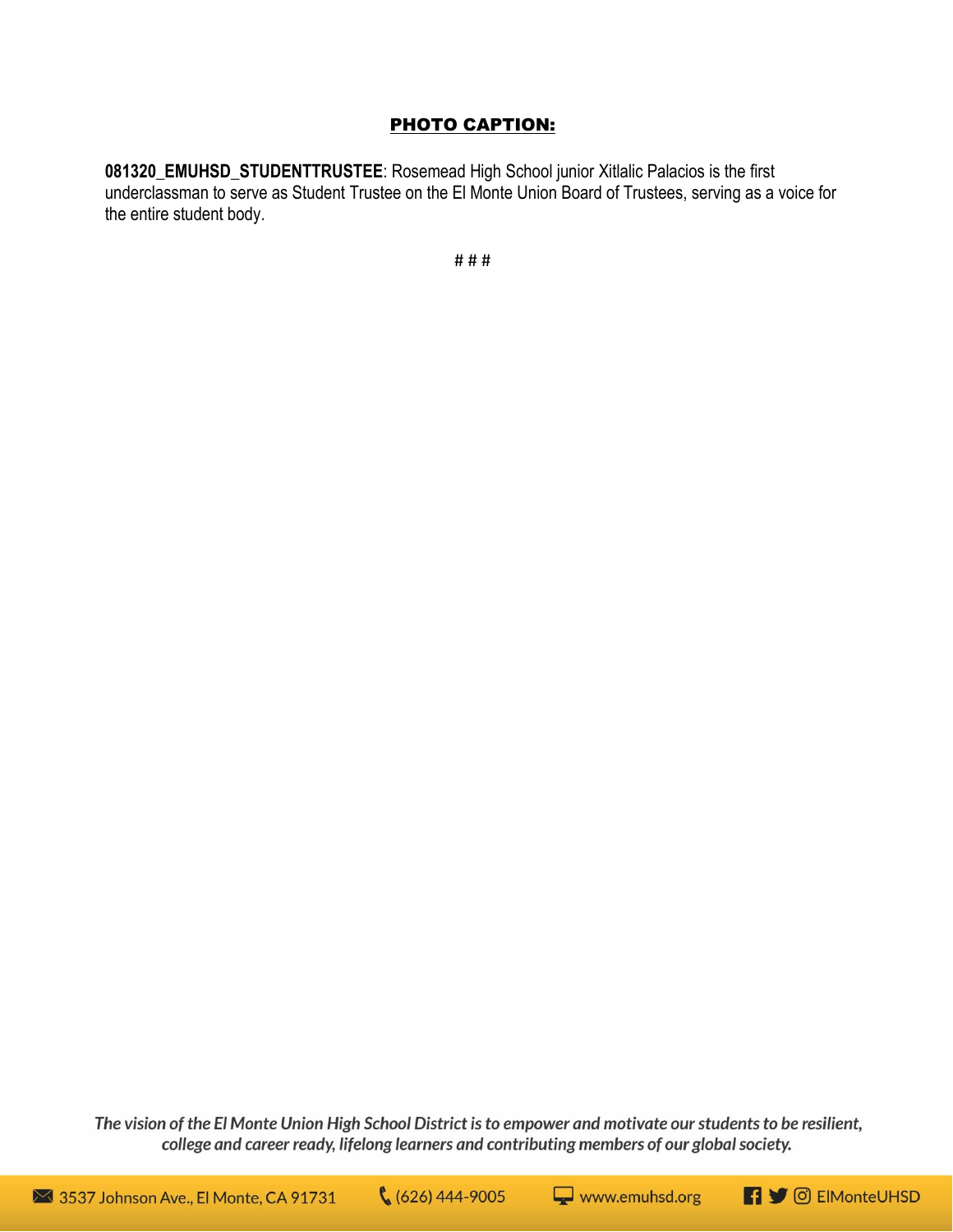## PHOTO CAPTION:

**081320_EMUHSD_STUDENTTRUSTEE**: Rosemead High School junior Xitlalic Palacios is the first underclassman to serve as Student Trustee on the El Monte Union Board of Trustees, serving as a voice for the entire student body.

# # #